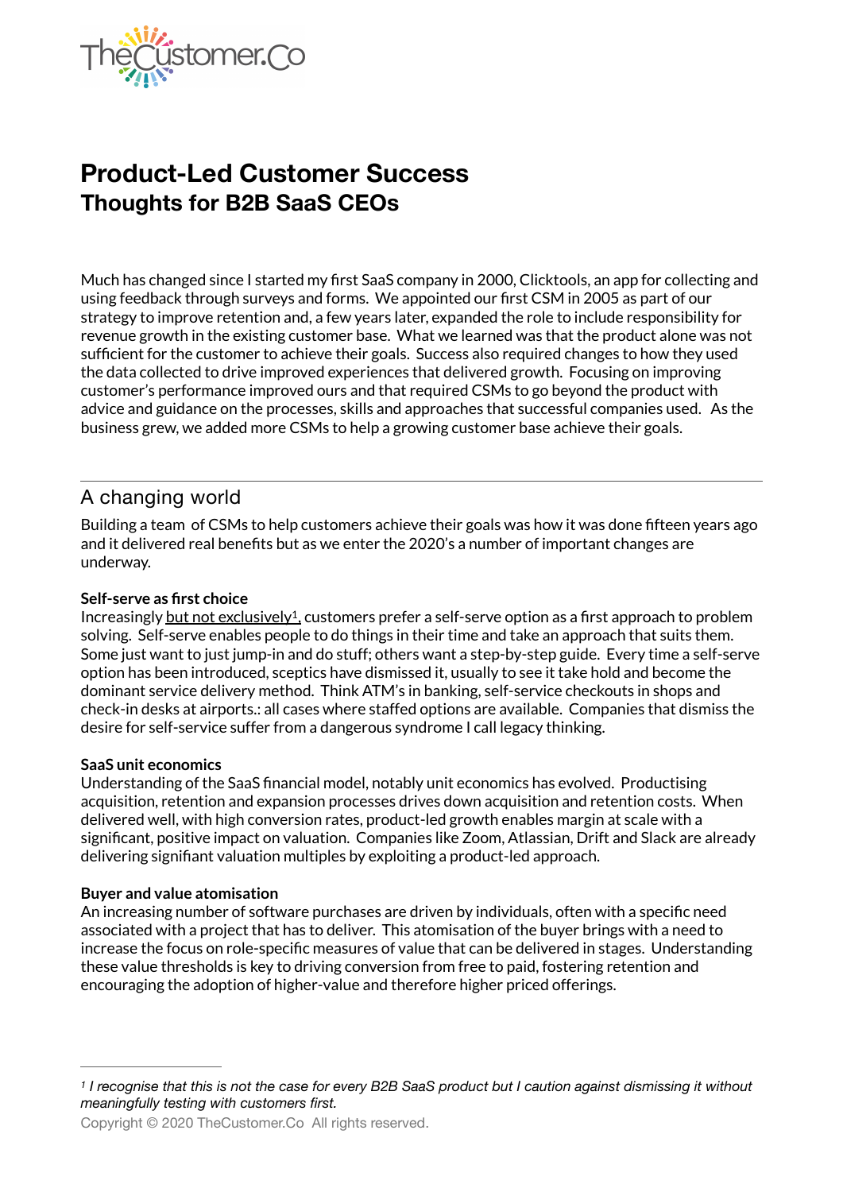# Product-Led Customer Success
## Thoughts for B2B SaaS CEOs

Much has changed since I started my first SaaS company in 2000, Clicktools, an app for collecting and using feedback through surveys and forms. We appointed our first CSM in 2005 as part of our strategy to improve retention and, a few years later, expanded the role to include responsibility for revenue growth in the existing customer base. What we learned was that the product alone was not sufficient for the customer to achieve their goals. Success also required changes to how they used the data collected to drive improved experiences that delivered growth. Focusing on improving customer's performance improved ours and that required CSMs to go beyond the product with advice and guidance on the processes, skills and approaches that successful companies used. As the business grew, we added more CSMs to help a growing customer base achieve their goals.

## A changing world

Building a team of CSMs to help customers achieve their goals was how it was done fifteen years ago and it delivered real benefits but as we enter the 2020's a number of important changes are underway.

**Self-serve as first choice**

Increasingly but not exclusively[1], customers prefer a self-serve option as a first approach to problem solving. Self-serve enables people to do things in their time and take an approach that suits them. Some just want to just jump-in and do stuff; others want a step-by-step guide. Every time a self-serve option has been introduced, sceptics have dismissed it, usually to see it take hold and become the dominant service delivery method. Think ATM's in banking, self-service checkouts in shops and check-in desks at airports.: all cases where staffed options are available. Companies that dismiss the desire for self-service suffer from a dangerous syndrome I call legacy thinking.

**SaaS unit economics**

Understanding of the SaaS financial model, notably unit economics has evolved. Productising acquisition, retention and expansion processes drives down acquisition and retention costs. When delivered well, with high conversion rates, product-led growth enables margin at scale with a significant, positive impact on valuation. Companies like Zoom, Atlassian, Drift and Slack are already delivering signifiant valuation multiples by exploiting a product-led approach.

**Buyer and value atomisation**

An increasing number of software purchases are driven by individuals, often with a specific need associated with a project that has to deliver. This atomisation of the buyer brings with a need to increase the focus on role-specific measures of value that can be delivered in stages. Understanding these value thresholds is key to driving conversion from free to paid, fostering retention and encouraging the adoption of higher-value and therefore higher priced offerings.

---

[1] *I recognise that this is not the case for every B2B SaaS product but I caution against dismissing it without meaningfully testing with customers first.*

Copyright © 2020 TheCustomer.Co All rights reserved.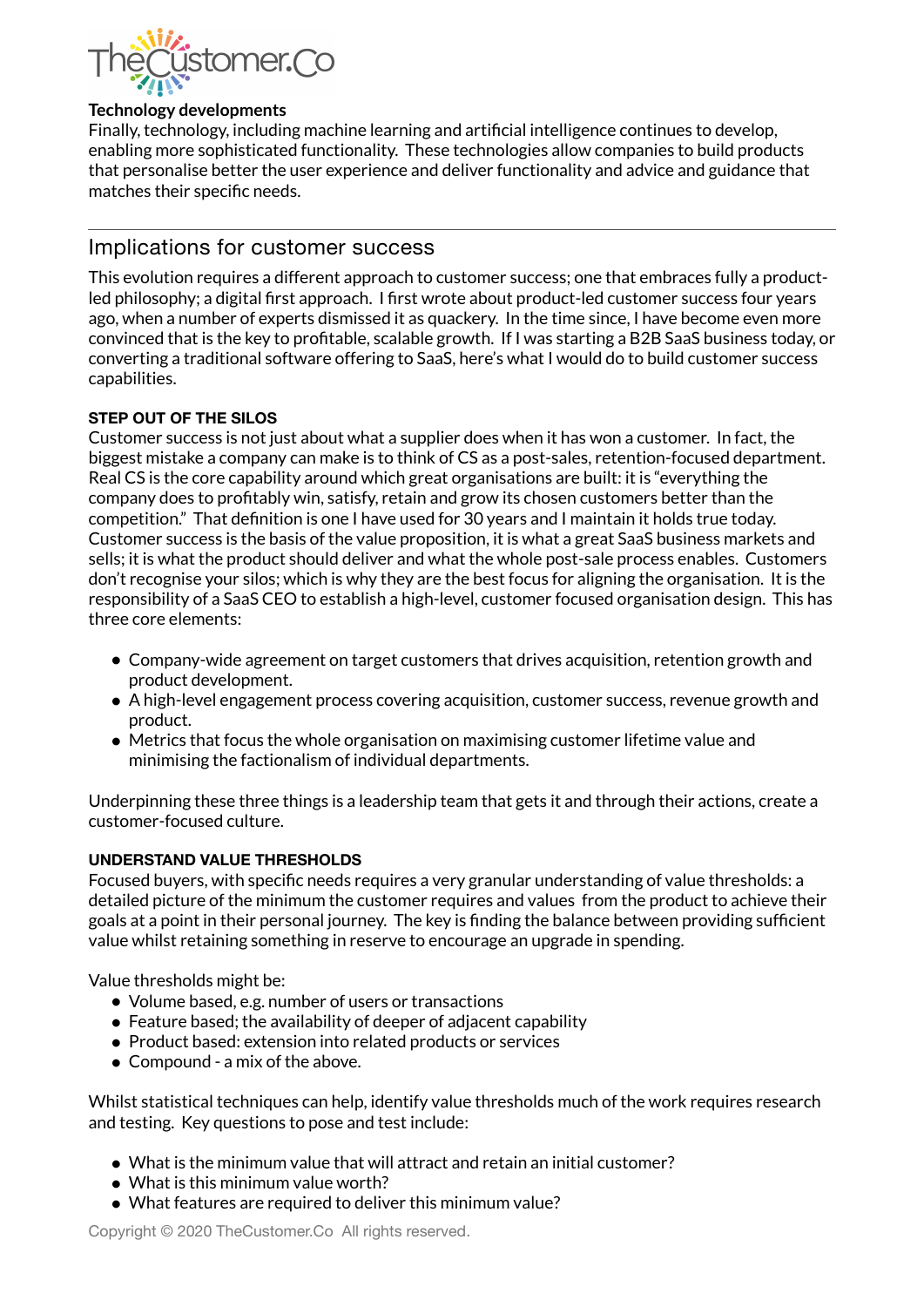**Technology developments**

Finally, technology, including machine learning and artificial intelligence continues to develop, enabling more sophisticated functionality. These technologies allow companies to build products that personalise better the user experience and deliver functionality and advice and guidance that matches their specific needs.

---

## Implications for customer success

This evolution requires a different approach to customer success; one that embraces fully a product-led philosophy; a digital first approach. I first wrote about product-led customer success four years ago, when a number of experts dismissed it as quackery. In the time since, I have become even more convinced that is the key to profitable, scalable growth. If I was starting a B2B SaaS business today, or converting a traditional software offering to SaaS, here's what I would do to build customer success capabilities.

### STEP OUT OF THE SILOS

Customer success is not just about what a supplier does when it has won a customer. In fact, the biggest mistake a company can make is to think of CS as a post-sales, retention-focused department. Real CS is the core capability around which great organisations are built: it is "everything the company does to profitably win, satisfy, retain and grow its chosen customers better than the competition." That definition is one I have used for 30 years and I maintain it holds true today. Customer success is the basis of the value proposition, it is what a great SaaS business markets and sells; it is what the product should deliver and what the whole post-sale process enables. Customers don't recognise your silos; which is why they are the best focus for aligning the organisation. It is the responsibility of a SaaS CEO to establish a high-level, customer focused organisation design. This has three core elements:

- Company-wide agreement on target customers that drives acquisition, retention growth and product development.
- A high-level engagement process covering acquisition, customer success, revenue growth and product.
- Metrics that focus the whole organisation on maximising customer lifetime value and minimising the factionalism of individual departments.

Underpinning these three things is a leadership team that gets it and through their actions, create a customer-focused culture.

### UNDERSTAND VALUE THRESHOLDS

Focused buyers, with specific needs requires a very granular understanding of value thresholds: a detailed picture of the minimum the customer requires and values from the product to achieve their goals at a point in their personal journey. The key is finding the balance between providing sufficient value whilst retaining something in reserve to encourage an upgrade in spending.

Value thresholds might be:

- Volume based, e.g. number of users or transactions
- Feature based; the availability of deeper of adjacent capability
- Product based: extension into related products or services
- Compound - a mix of the above.

Whilst statistical techniques can help, identify value thresholds much of the work requires research and testing. Key questions to pose and test include:

- What is the minimum value that will attract and retain an initial customer?
- What is this minimum value worth?
- What features are required to deliver this minimum value?

Copyright © 2020 TheCustomer.Co All rights reserved.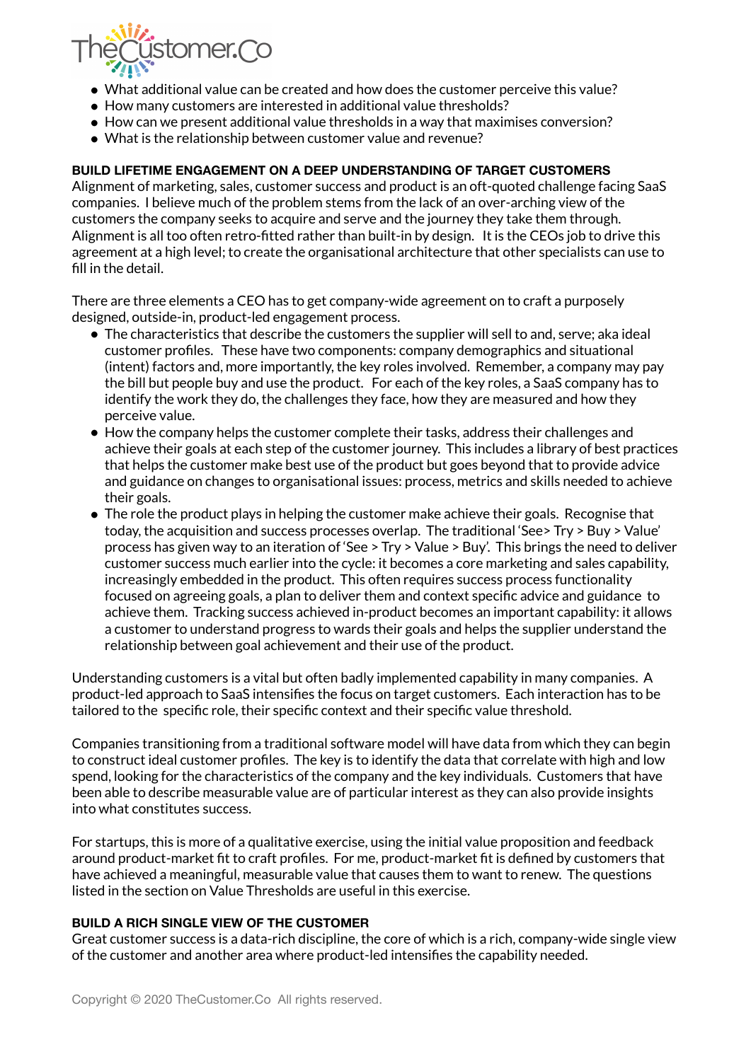- What additional value can be created and how does the customer perceive this value?
- How many customers are interested in additional value thresholds?
- How can we present additional value thresholds in a way that maximises conversion?
- What is the relationship between customer value and revenue?

**BUILD LIFETIME ENGAGEMENT ON A DEEP UNDERSTANDING OF TARGET CUSTOMERS**

Alignment of marketing, sales, customer success and product is an oft-quoted challenge facing SaaS companies. I believe much of the problem stems from the lack of an over-arching view of the customers the company seeks to acquire and serve and the journey they take them through. Alignment is all too often retro-fitted rather than built-in by design. It is the CEOs job to drive this agreement at a high level; to create the organisational architecture that other specialists can use to fill in the detail.

There are three elements a CEO has to get company-wide agreement on to craft a purposely designed, outside-in, product-led engagement process.

- The characteristics that describe the customers the supplier will sell to and, serve; aka ideal customer profiles. These have two components: company demographics and situational (intent) factors and, more importantly, the key roles involved. Remember, a company may pay the bill but people buy and use the product. For each of the key roles, a SaaS company has to identify the work they do, the challenges they face, how they are measured and how they perceive value.
- How the company helps the customer complete their tasks, address their challenges and achieve their goals at each step of the customer journey. This includes a library of best practices that helps the customer make best use of the product but goes beyond that to provide advice and guidance on changes to organisational issues: process, metrics and skills needed to achieve their goals.
- The role the product plays in helping the customer make achieve their goals. Recognise that today, the acquisition and success processes overlap. The traditional 'See> Try > Buy > Value' process has given way to an iteration of 'See > Try > Value > Buy'. This brings the need to deliver customer success much earlier into the cycle: it becomes a core marketing and sales capability, increasingly embedded in the product. This often requires success process functionality focused on agreeing goals, a plan to deliver them and context specific advice and guidance to achieve them. Tracking success achieved in-product becomes an important capability: it allows a customer to understand progress to wards their goals and helps the supplier understand the relationship between goal achievement and their use of the product.

Understanding customers is a vital but often badly implemented capability in many companies. A product-led approach to SaaS intensifies the focus on target customers. Each interaction has to be tailored to the specific role, their specific context and their specific value threshold.

Companies transitioning from a traditional software model will have data from which they can begin to construct ideal customer profiles. The key is to identify the data that correlate with high and low spend, looking for the characteristics of the company and the key individuals. Customers that have been able to describe measurable value are of particular interest as they can also provide insights into what constitutes success.

For startups, this is more of a qualitative exercise, using the initial value proposition and feedback around product-market fit to craft profiles. For me, product-market fit is defined by customers that have achieved a meaningful, measurable value that causes them to want to renew. The questions listed in the section on Value Thresholds are useful in this exercise.

**BUILD A RICH SINGLE VIEW OF THE CUSTOMER**

Great customer success is a data-rich discipline, the core of which is a rich, company-wide single view of the customer and another area where product-led intensifies the capability needed.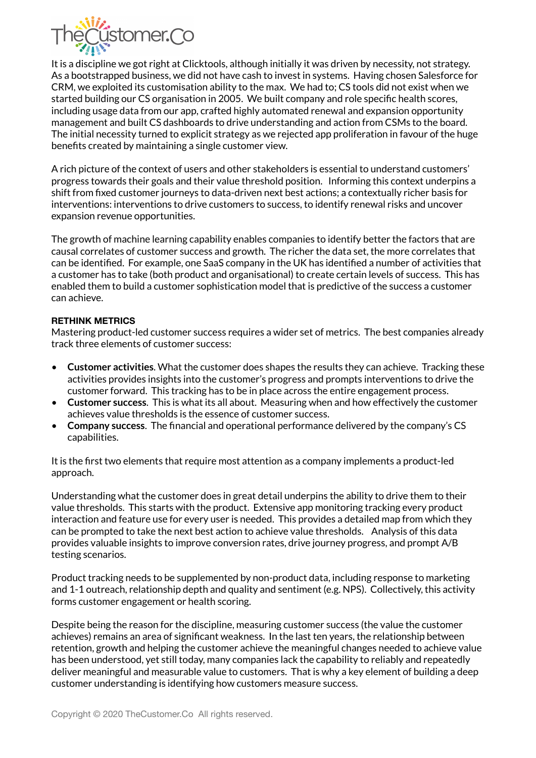It is a discipline we got right at Clicktools, although initially it was driven by necessity, not strategy. As a bootstrapped business, we did not have cash to invest in systems. Having chosen Salesforce for CRM, we exploited its customisation ability to the max. We had to; CS tools did not exist when we started building our CS organisation in 2005. We built company and role specific health scores, including usage data from our app, crafted highly automated renewal and expansion opportunity management and built CS dashboards to drive understanding and action from CSMs to the board. The initial necessity turned to explicit strategy as we rejected app proliferation in favour of the huge benefits created by maintaining a single customer view.

A rich picture of the context of users and other stakeholders is essential to understand customers' progress towards their goals and their value threshold position. Informing this context underpins a shift from fixed customer journeys to data-driven next best actions; a contextually richer basis for interventions: interventions to drive customers to success, to identify renewal risks and uncover expansion revenue opportunities.

The growth of machine learning capability enables companies to identify better the factors that are causal correlates of customer success and growth. The richer the data set, the more correlates that can be identified. For example, one SaaS company in the UK has identified a number of activities that a customer has to take (both product and organisational) to create certain levels of success. This has enabled them to build a customer sophistication model that is predictive of the success a customer can achieve.

**RETHINK METRICS**

Mastering product-led customer success requires a wider set of metrics. The best companies already track three elements of customer success:

- **Customer activities**. What the customer does shapes the results they can achieve. Tracking these activities provides insights into the customer's progress and prompts interventions to drive the customer forward. This tracking has to be in place across the entire engagement process.
- **Customer success**. This is what its all about. Measuring when and how effectively the customer achieves value thresholds is the essence of customer success.
- **Company success**. The financial and operational performance delivered by the company's CS capabilities.

It is the first two elements that require most attention as a company implements a product-led approach.

Understanding what the customer does in great detail underpins the ability to drive them to their value thresholds. This starts with the product. Extensive app monitoring tracking every product interaction and feature use for every user is needed. This provides a detailed map from which they can be prompted to take the next best action to achieve value thresholds. Analysis of this data provides valuable insights to improve conversion rates, drive journey progress, and prompt A/B testing scenarios.

Product tracking needs to be supplemented by non-product data, including response to marketing and 1-1 outreach, relationship depth and quality and sentiment (e.g. NPS). Collectively, this activity forms customer engagement or health scoring.

Despite being the reason for the discipline, measuring customer success (the value the customer achieves) remains an area of significant weakness. In the last ten years, the relationship between retention, growth and helping the customer achieve the meaningful changes needed to achieve value has been understood, yet still today, many companies lack the capability to reliably and repeatedly deliver meaningful and measurable value to customers. That is why a key element of building a deep customer understanding is identifying how customers measure success.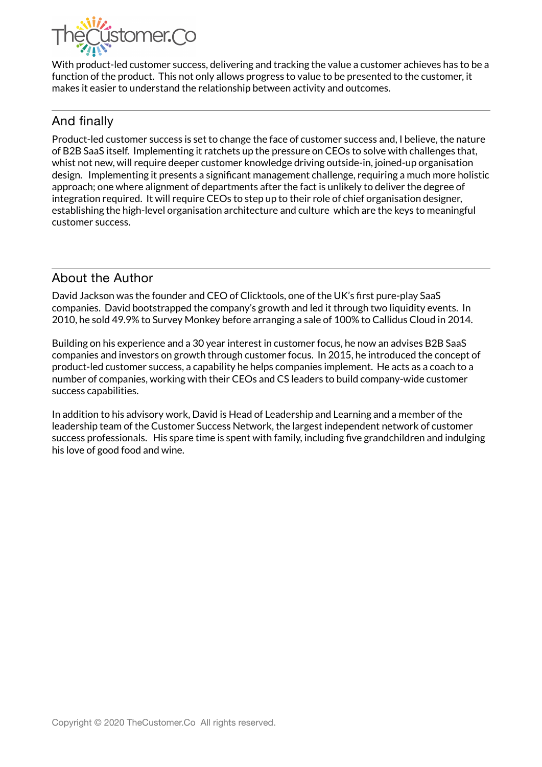With product-led customer success, delivering and tracking the value a customer achieves has to be a function of the product. This not only allows progress to value to be presented to the customer, it makes it easier to understand the relationship between activity and outcomes.

## And finally

Product-led customer success is set to change the face of customer success and, I believe, the nature of B2B SaaS itself. Implementing it ratchets up the pressure on CEOs to solve with challenges that, whist not new, will require deeper customer knowledge driving outside-in, joined-up organisation design. Implementing it presents a significant management challenge, requiring a much more holistic approach; one where alignment of departments after the fact is unlikely to deliver the degree of integration required. It will require CEOs to step up to their role of chief organisation designer, establishing the high-level organisation architecture and culture which are the keys to meaningful customer success.

## About the Author

David Jackson was the founder and CEO of Clicktools, one of the UK's first pure-play SaaS companies. David bootstrapped the company's growth and led it through two liquidity events. In 2010, he sold 49.9% to Survey Monkey before arranging a sale of 100% to Callidus Cloud in 2014.

Building on his experience and a 30 year interest in customer focus, he now an advises B2B SaaS companies and investors on growth through customer focus. In 2015, he introduced the concept of product-led customer success, a capability he helps companies implement. He acts as a coach to a number of companies, working with their CEOs and CS leaders to build company-wide customer success capabilities.

In addition to his advisory work, David is Head of Leadership and Learning and a member of the leadership team of the Customer Success Network, the largest independent network of customer success professionals. His spare time is spent with family, including five grandchildren and indulging his love of good food and wine.

Copyright © 2020 TheCustomer.Co All rights reserved.